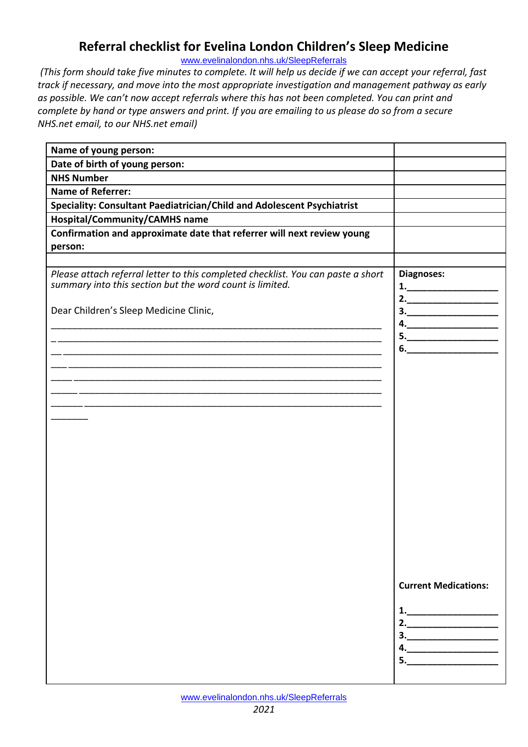# Referral checklist for Evelina London Children's Sleep Medicine

www.evelinalondon.nhs.uk/SleepReferrals

*(This form should take five minutes to complete. It will help us decide if we can accept your referral, fast track if necessary, and move into the most appropriate investigation and management pathway as early as possible. We can't now accept referrals where this has not been completed. You can print and complete by hand or type answers and print. If you are emailing to us please do so from a secure NHS.net email, to our NHS.net email)*

| | |
|---|---|
| **Name of young person:** | |
| **Date of birth of young person:** | |
| **NHS Number** | |
| **Name of Referrer:** | |
| **Speciality: Consultant Paediatrician/Child and Adolescent Psychiatrist** | |
| **Hospital/Community/CAMHS name** | |
| **Confirmation and approximate date that referrer will next review young person:** | |
| | |
| *Please attach referral letter to this completed checklist. You can paste a short summary into this section but the word count is limited.*<br><br>Dear Children's Sleep Medicine Clinic,<br>\_\_\_\_\_\_\_\_\_\_\_\_\_\_\_\_\_\_\_\_\_\_\_\_\_\_\_\_\_\_\_\_\_\_\_\_\_\_\_\_\_\_\_\_<br>\_\_\_\_\_\_\_\_\_\_\_\_\_\_\_\_\_\_\_\_\_\_\_\_\_\_\_\_\_\_\_\_\_\_\_\_\_\_\_\_\_\_\_\_<br>\_\_\_\_\_\_\_\_\_\_\_\_\_\_\_\_\_\_\_\_\_\_\_\_\_\_\_\_\_\_\_\_\_\_\_\_\_\_\_\_\_\_\_\_<br>\_\_\_\_\_\_\_\_\_\_\_\_\_\_\_\_\_\_\_\_\_\_\_\_\_\_\_\_\_\_\_\_\_\_\_\_\_\_\_\_\_\_\_\_<br>\_\_\_\_\_\_\_\_\_\_\_\_\_\_\_\_\_\_\_\_\_\_\_\_\_\_\_\_\_\_\_\_\_\_\_\_\_\_\_\_\_\_\_\_<br>\_\_\_\_\_\_\_\_\_\_\_\_\_\_\_\_\_\_\_\_\_\_\_\_\_\_\_\_\_\_\_\_\_\_\_\_\_\_\_\_\_\_\_\_<br>\_\_\_\_\_\_\_\_\_\_\_\_\_\_\_\_\_\_\_\_\_\_\_\_\_\_\_\_\_\_\_\_\_\_\_\_\_\_\_\_\_\_\_\_<br>\_\_\_\_\_\_\_ | **Diagnoses:**<br>**1.**\_\_\_\_\_\_\_\_\_\_\_\_<br>**2.**\_\_\_\_\_\_\_\_\_\_\_\_<br>**3.**\_\_\_\_\_\_\_\_\_\_\_\_<br>**4.**\_\_\_\_\_\_\_\_\_\_\_\_<br>**5.**\_\_\_\_\_\_\_\_\_\_\_\_<br>**6.**\_\_\_\_\_\_\_\_\_\_\_\_<br><br>**Current Medications:**<br>**1.**\_\_\_\_\_\_\_\_\_\_\_\_<br>**2.**\_\_\_\_\_\_\_\_\_\_\_\_<br>**3.**\_\_\_\_\_\_\_\_\_\_\_\_<br>**4.**\_\_\_\_\_\_\_\_\_\_\_\_<br>**5.**\_\_\_\_\_\_\_\_\_\_\_\_ |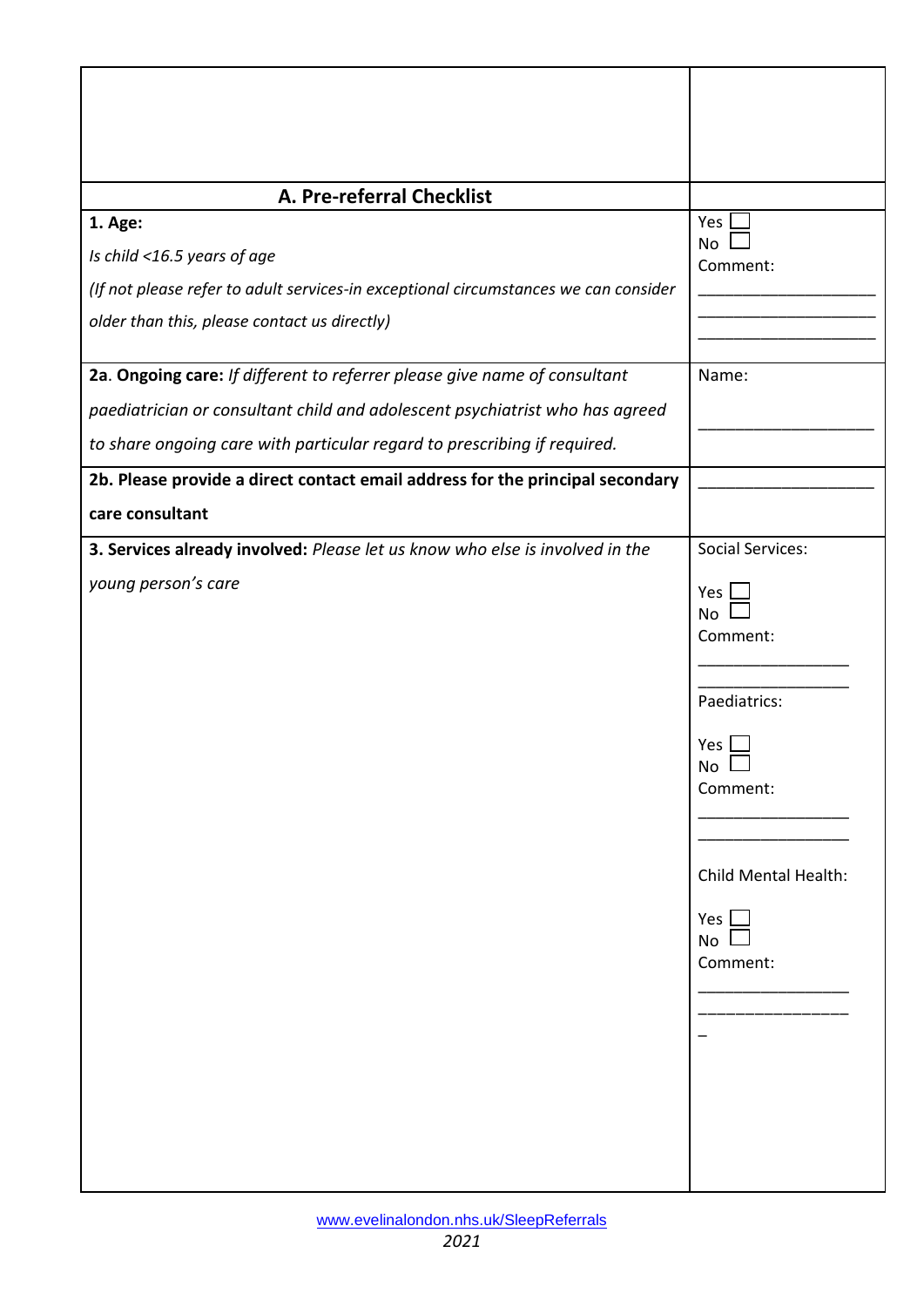| | |
|---|---|
| | |
| **A. Pre-referral Checklist** | |
| **1. Age:**<br>*Is child <16.5 years of age*<br>*(If not please refer to adult services-in exceptional circumstances we can consider older than this, please contact us directly)* | Yes ☐<br>No ☐<br>Comment:<br>____________________<br>____________________<br>____________________ |
| **2a**. **Ongoing care:** *If different to referrer please give name of consultant paediatrician or consultant child and adolescent psychiatrist who has agreed to share ongoing care with particular regard to prescribing if required.* | Name:<br>____________________ |
| **2b. Please provide a direct contact email address for the principal secondary care consultant** | ____________________ |
| **3. Services already involved:** *Please let us know who else is involved in the young person's care* | Social Services:<br>Yes ☐<br>No ☐<br>Comment:<br>_________________<br>_________________<br>Paediatrics:<br>Yes ☐<br>No ☐<br>Comment:<br>_________________<br>_________________<br>Child Mental Health:<br>Yes ☐<br>No ☐<br>Comment:<br>_________________<br>_________________<br>_ |

www.evelinalondon.nhs.uk/SleepReferrals

*2021*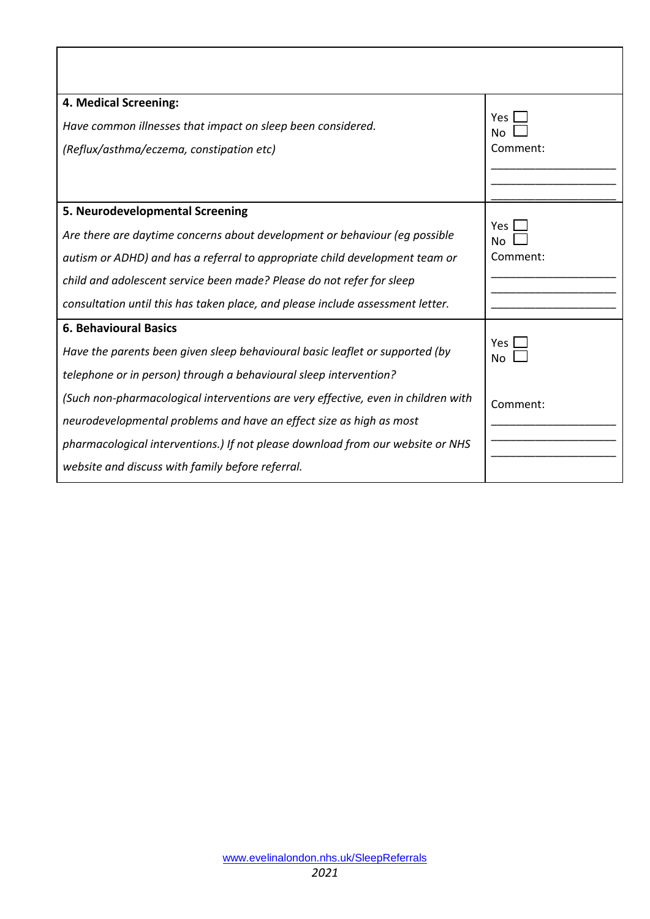| | |
|---|---|
| | |
| **4. Medical Screening:**<br>*Have common illnesses that impact on sleep been considered.*<br>*(Reflux/asthma/eczema, constipation etc)* | Yes ☐<br>No ☐<br>Comment:<br>___________________<br>___________________<br>___________________ |
| **5. Neurodevelopmental Screening**<br>*Are there are daytime concerns about development or behaviour (eg possible autism or ADHD) and has a referral to appropriate child development team or child and adolescent service been made? Please do not refer for sleep consultation until this has taken place, and please include assessment letter.* | Yes ☐<br>No ☐<br>Comment:<br>___________________<br>___________________<br>___________________ |
| **6. Behavioural Basics**<br>*Have the parents been given sleep behavioural basic leaflet or supported (by telephone or in person) through a behavioural sleep intervention?*<br>*(Such non-pharmacological interventions are very effective, even in children with neurodevelopmental problems and have an effect size as high as most pharmacological interventions.) If not please download from our website or NHS website and discuss with family before referral.* | Yes ☐<br>No ☐<br>Comment:<br>___________________<br>___________________<br>___________________ |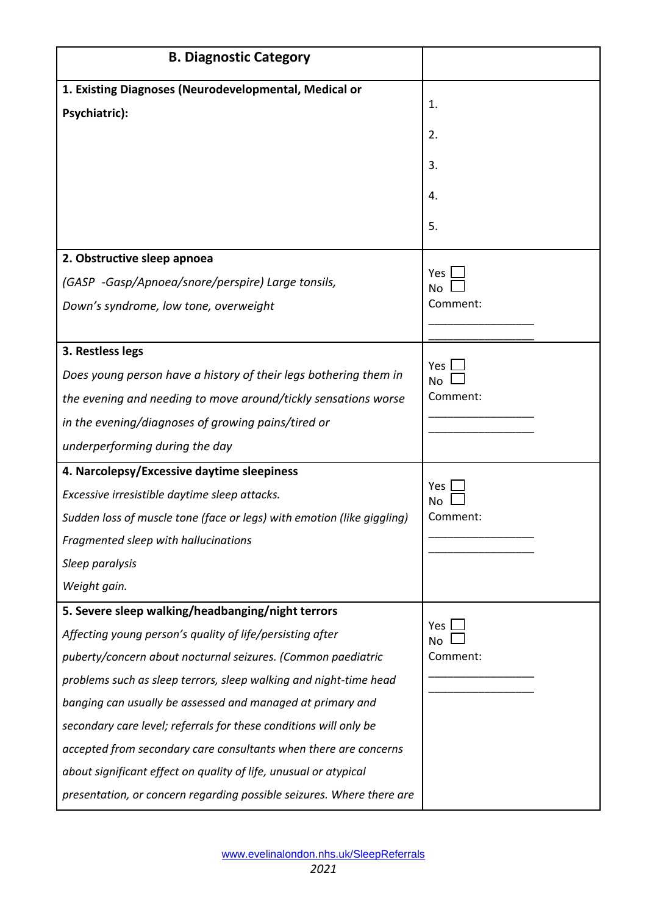| **B. Diagnostic Category** | |
|---|---|
| **1. Existing Diagnoses (Neurodevelopmental, Medical or Psychiatric):** | 1.<br>2.<br>3.<br>4.<br>5. |
| **2. Obstructive sleep apnoea**<br>*(GASP -Gasp/Apnoea/snore/perspire) Large tonsils, Down's syndrome, low tone, overweight* | Yes ☐<br>No ☐<br>Comment:<br>_______________<br>_______________ |
| **3. Restless legs**<br>*Does young person have a history of their legs bothering them in the evening and needing to move around/tickly sensations worse in the evening/diagnoses of growing pains/tired or underperforming during the day* | Yes ☐<br>No ☐<br>Comment:<br>_______________<br>_______________ |
| **4. Narcolepsy/Excessive daytime sleepiness**<br>*Excessive irresistible daytime sleep attacks.*<br>*Sudden loss of muscle tone (face or legs) with emotion (like giggling)*<br>*Fragmented sleep with hallucinations*<br>*Sleep paralysis*<br>*Weight gain.* | Yes ☐<br>No ☐<br>Comment:<br>_______________<br>_______________ |
| **5. Severe sleep walking/headbanging/night terrors**<br>*Affecting young person's quality of life/persisting after puberty/concern about nocturnal seizures. (Common paediatric problems such as sleep terrors, sleep walking and night-time head banging can usually be assessed and managed at primary and secondary care level; referrals for these conditions will only be accepted from secondary care consultants when there are concerns about significant effect on quality of life, unusual or atypical presentation, or concern regarding possible seizures. Where there are* | Yes ☐<br>No ☐<br>Comment:<br>_______________<br>_______________ |

www.evelinalondon.nhs.uk/SleepReferrals
*2021*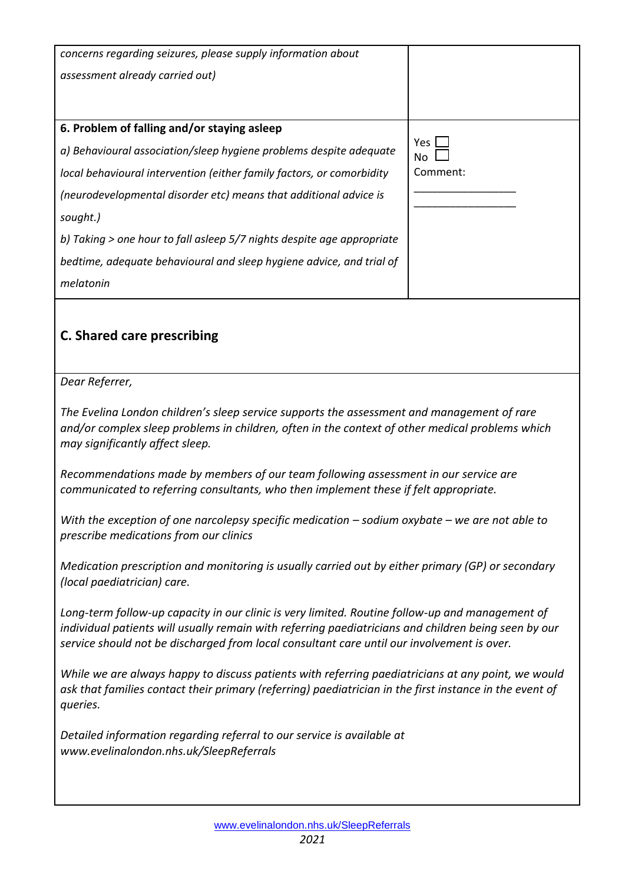| | |
|---|---|
| *concerns regarding seizures, please supply information about assessment already carried out)* | |
| **6. Problem of falling and/or staying asleep**<br>*a) Behavioural association/sleep hygiene problems despite adequate local behavioural intervention (either family factors, or comorbidity (neurodevelopmental disorder etc) means that additional advice is sought.)*<br>*b) Taking > one hour to fall asleep 5/7 nights despite age appropriate bedtime, adequate behavioural and sleep hygiene advice, and trial of melatonin* | Yes ☐<br>No ☐<br>Comment:<br>________________<br>________________ |

## C. Shared care prescribing

*Dear Referrer,*

*The Evelina London children's sleep service supports the assessment and management of rare and/or complex sleep problems in children, often in the context of other medical problems which may significantly affect sleep.*

*Recommendations made by members of our team following assessment in our service are communicated to referring consultants, who then implement these if felt appropriate.*

*With the exception of one narcolepsy specific medication – sodium oxybate – we are not able to prescribe medications from our clinics*

*Medication prescription and monitoring is usually carried out by either primary (GP) or secondary (local paediatrician) care.*

*Long-term follow-up capacity in our clinic is very limited. Routine follow-up and management of individual patients will usually remain with referring paediatricians and children being seen by our service should not be discharged from local consultant care until our involvement is over.*

*While we are always happy to discuss patients with referring paediatricians at any point, we would ask that families contact their primary (referring) paediatrician in the first instance in the event of queries.*

*Detailed information regarding referral to our service is available at www.evelinalondon.nhs.uk/SleepReferrals*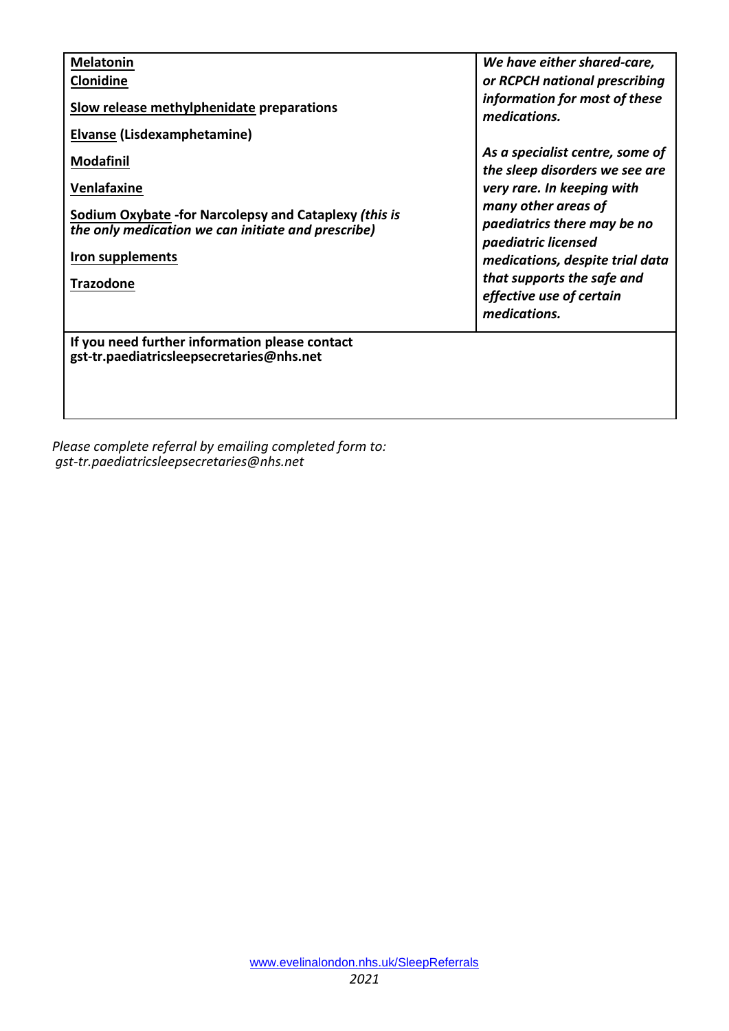| | |
|---|---|
| **Melatonin**<br>**Clonidine**<br>**Slow release methylphenidate preparations**<br>**Elvanse (Lisdexamphetamine)**<br>**Modafinil**<br>**Venlafaxine**<br>**Sodium Oxybate -for Narcolepsy and Cataplexy *(this is the only medication we can initiate and prescribe)***<br>**Iron supplements**<br>**Trazodone** | ***We have either shared-care, or RCPCH national prescribing information for most of these medications.***<br><br>***As a specialist centre, some of the sleep disorders we see are very rare. In keeping with many other areas of paediatrics there may be no paediatric licensed medications, despite trial data that supports the safe and effective use of certain medications.*** |
| **If you need further information please contact gst-tr.paediatricsleepsecretaries@nhs.net** | |

*Please complete referral by emailing completed form to: gst-tr.paediatricsleepsecretaries@nhs.net*

www.evelinalondon.nhs.uk/SleepReferrals

*2021*